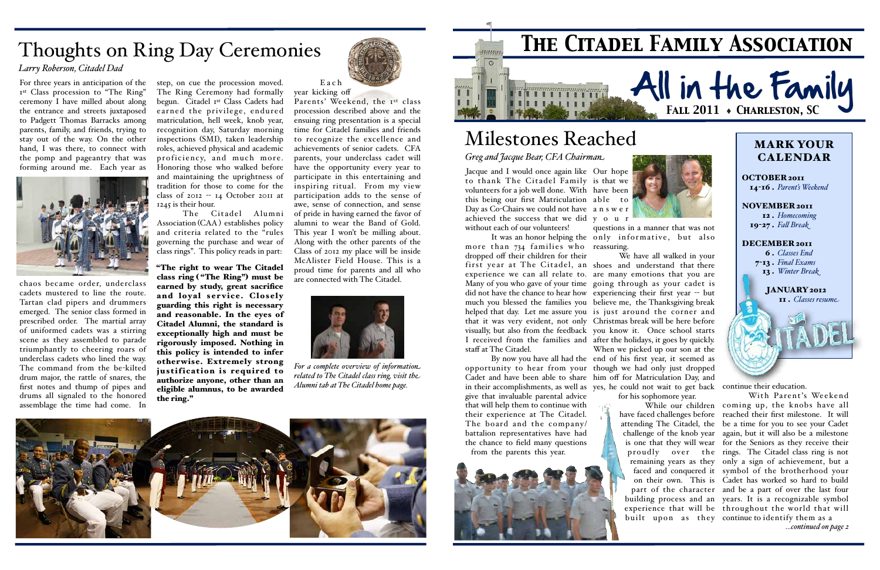# Thoughts on Ring Day Ceremonies

*Larry Roberson, Citadel Dad*

For three years in anticipation of the 1st Class procession to "The Ring" ceremony I have milled about along the entrance and streets juxtaposed to Padgett Thomas Barracks among parents, family, and friends, trying to stay out of the way. On the other hand, I was there, to connect with the pomp and pageantry that was forming around me. Each year as chaos became order, underclass cadets mustered to line the route. Tartan clad pipers and drummers emerged. The senior class formed in prescribed order. The martial array of uniformed cadets was a stirring scene as they assembled to parade triumphantly to cheering roars of underclass cadets who lined the way. The command from the be-kilted drum major, the rattle of snares, the first notes and thump of pipes and drums all signaled to the honored assemblage the time had come. In step, on cue the procession moved. The Ring Ceremony had formally begun. Citadel 1st Class Cadets had earned the privilege, endured matriculation, hell week, knob year, recognition day, Saturday morning inspections (SMI), taken leadership roles, achieved physical and academic proficiency, and much more. Honoring those who walked before and maintaining the uprightness of tradition for those to come for the class of 2012 -- 14 October 2011 at 1245 is their hour.

The Citadel Alumni Association (CAA) establishes policy and criteria related to the "rules governing the purchase and wear of class rings". This policy reads in part:

**"The right to wear The Citadel class ring ("The Ring") must be earned by study, great sacrifice and loyal service. Closely guarding this right is necessary and reasonable. In the eyes of Citadel Alumni, the standard is exceptionally high and must be rigorously imposed. Nothing in this policy is intended to infer otherwise. Extremely strong justification is required to authorize anyone, other than an eligible alumnus, to be awarded the ring."**

Each year kicking off Parents' Weekend, the 1st class procession described above and the ensuing ring presentation is a special time for Citadel families and friends to recognize the excellence and achievements of senior cadets. CFA parents, your underclass cadet will have the opportunity every year to participate in this entertaining and inspiring ritual. From my view participation adds to the sense of awe, sense of connection, and sense of pride in having earned the favor of alumni to wear the Band of Gold. This year I won't be milling about. Along with the other parents of the Class of 2012 my place will be inside McAlister Field House. This is a proud time for parents and all who are connected with The Citadel.

*For a complete overview of information related to The Citadel class ring, visit the Alumni tab at The Citadel home page.*

# The Citadel Family Association

# All in the Family

**Fall 2011 ♦ Charleston, SC**

# Milestones Reached

*Greg and Jacque Bear, CFA Chairman*

Jacque and I would once again like to thank The Citadel Family volunteers for a job well done. With this being our first Matriculation Day as Co-Chairs we could not have achieved the success that we did without each of our volunteers!

It was an honor helping the more than 734 families who dropped off their children for their first year at The Citadel, an experience we can all relate to. Many of you who gave of your time did not have the chance to hear how much you blessed the families you helped that day. Let me assure you that it was very evident, not only visually, but also from the feedback I received from the families and staff at The Citadel.

By now you have all had the opportunity to hear from your Cadet and have been able to share in their accomplishments, as well as give that invaluable parental advice that will help them to continue with their experience at The Citadel. The board and the company/battalion representatives have had the chance to field many questions from the parents this year. Our hope is that we have been able to answer your questions in a manner that was not only informative, but also reassuring.

We have all walked in your shoes and understand that there are many emotions that you are going through as your cadet is experiencing their first year -- but believe me, the Thanksgiving break is just around the corner and Christmas break will be here before you know it. Once school starts after the holidays, it goes by quickly. When we picked up our son at the end of his first year, it seemed as though we had only just dropped him off for Matriculation Day, and yes, he could not wait to get back for his sophomore year.

While our children have faced challenges before attending The Citadel, the challenge of the knob year is one that they will wear proudly over the remaining years as they faced and conquered it on their own. This is part of the character building process and an experience that will be built upon as they continue their education.

With Parent's Weekend coming up, the knobs have all reached their first milestone. It will be a time for you to see your Cadet again, but it will also be a milestone for the Seniors as they receive their rings. The Citadel class ring is not only a sign of achievement, but a symbol of the brotherhood your Cadet has worked so hard to build and be a part of over the last four years. It is a recognizable symbol throughout the world that will continue to identify them as a

*...continued on page 2*

## Mark Your Calendar

**October 2011**
- **14-16 .** *Parent's Weekend*

**November 2011**
- **12 .** *Homecoming*
- **19-27 .** *Fall Break*

**December 2011**
- **6 .** *Classes End*
- **7-13 .** *Final Exams*
- **13 .** *Winter Break*

**January 2012**
- **11 .** *Classes resume*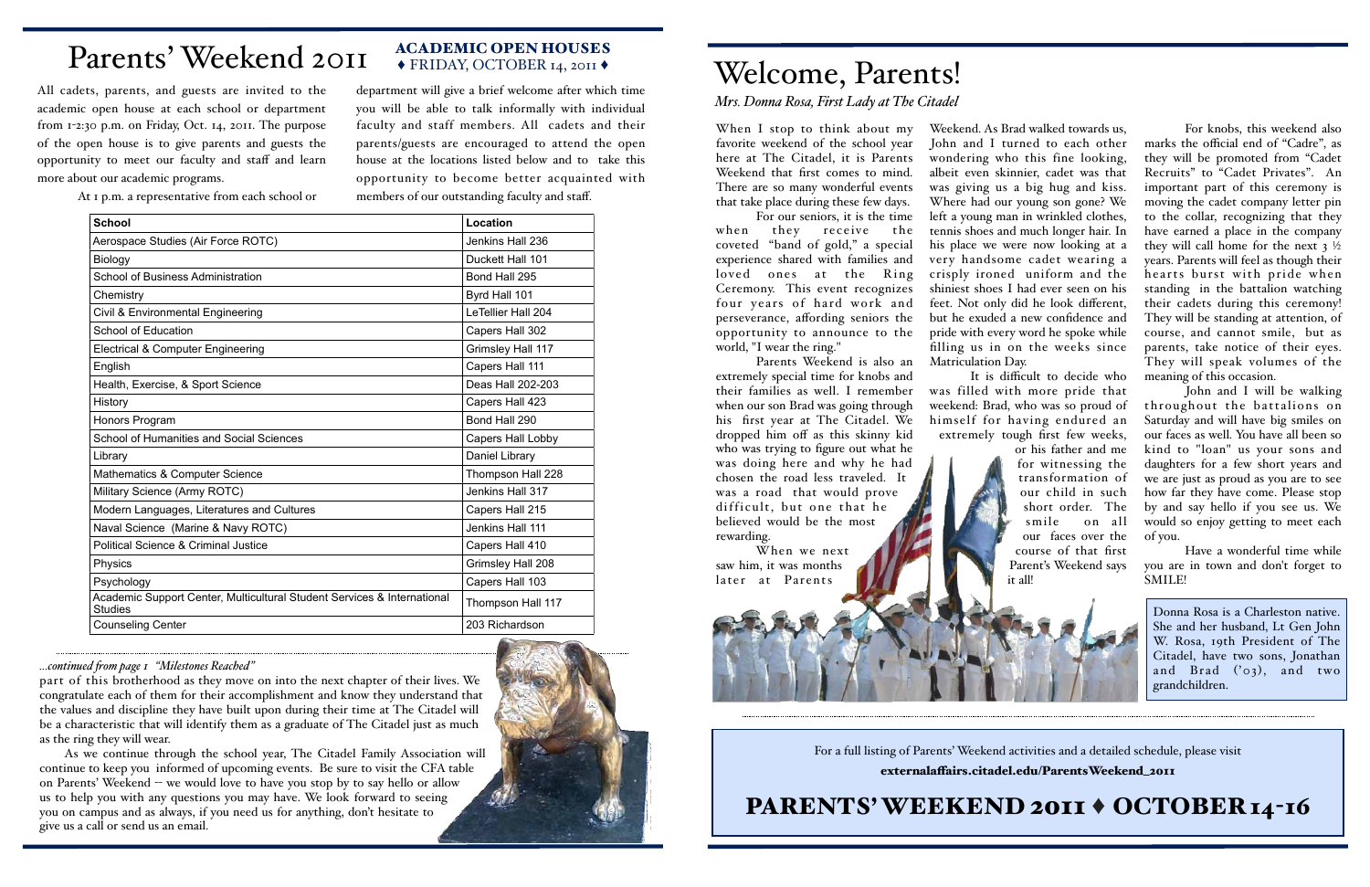# Parents' Weekend 2011

## ACADEMIC OPEN HOUSES
♦ FRIDAY, OCTOBER 14, 2011 ♦

All cadets, parents, and guests are invited to the academic open house at each school or department from 1-2:30 p.m. on Friday, Oct. 14, 2011. The purpose of the open house is to give parents and guests the opportunity to meet our faculty and staff and learn more about our academic programs.

At 1 p.m. a representative from each school or department will give a brief welcome after which time you will be able to talk informally with individual faculty and staff members. All cadets and their parents/guests are encouraged to attend the open house at the locations listed below and to take this opportunity to become better acquainted with members of our outstanding faculty and staff.

| School | Location |
|---|---|
| Aerospace Studies (Air Force ROTC) | Jenkins Hall 236 |
| Biology | Duckett Hall 101 |
| School of Business Administration | Bond Hall 295 |
| Chemistry | Byrd Hall 101 |
| Civil & Environmental Engineering | LeTellier Hall 204 |
| School of Education | Capers Hall 302 |
| Electrical & Computer Engineering | Grimsley Hall 117 |
| English | Capers Hall 111 |
| Health, Exercise, & Sport Science | Deas Hall 202-203 |
| History | Capers Hall 423 |
| Honors Program | Bond Hall 290 |
| School of Humanities and Social Sciences | Capers Hall Lobby |
| Library | Daniel Library |
| Mathematics & Computer Science | Thompson Hall 228 |
| Military Science (Army ROTC) | Jenkins Hall 317 |
| Modern Languages, Literatures and Cultures | Capers Hall 215 |
| Naval Science (Marine & Navy ROTC) | Jenkins Hall 111 |
| Political Science & Criminal Justice | Capers Hall 410 |
| Physics | Grimsley Hall 208 |
| Psychology | Capers Hall 103 |
| Academic Support Center, Multicultural Student Services & International Studies | Thompson Hall 117 |
| Counseling Center | 203 Richardson |

*...continued from page 1 "Milestones Reached"*

part of this brotherhood as they move on into the next chapter of their lives. We congratulate each of them for their accomplishment and know they understand that the values and discipline they have built upon during their time at The Citadel will be a characteristic that will identify them as a graduate of The Citadel just as much as the ring they will wear.

As we continue through the school year, The Citadel Family Association will continue to keep you informed of upcoming events. Be sure to visit the CFA table on Parents' Weekend -- we would love to have you stop by to say hello or allow us to help you with any questions you may have. We look forward to seeing you on campus and as always, if you need us for anything, don't hesitate to give us a call or send us an email.

# Welcome, Parents!

*Mrs. Donna Rosa, First Lady at The Citadel*

When I stop to think about my favorite weekend of the school year here at The Citadel, it is Parents Weekend that first comes to mind. There are so many wonderful events that take place during these few days.

For our seniors, it is the time when they receive the coveted "band of gold," a special experience shared with families and loved ones at the Ring Ceremony. This event recognizes four years of hard work and perseverance, affording seniors the opportunity to announce to the world, "I wear the ring."

Parents Weekend is also an extremely special time for knobs and their families as well. I remember when our son Brad was going through his first year at The Citadel. We dropped him off as this skinny kid who was trying to figure out what he was doing here and why he had chosen the road less traveled. It was a road that would prove difficult, but one that he believed would be the most rewarding.

When we next saw him, it was months later at Parents Weekend. As Brad walked towards us, John and I turned to each other wondering who this fine looking, albeit even skinnier, cadet was that was giving us a big hug and kiss. Where had our young son gone? We left a young man in wrinkled clothes, tennis shoes and much longer hair. In his place we were now looking at a very handsome cadet wearing a crisply ironed uniform and the shiniest shoes I had ever seen on his feet. Not only did he look different, but he exuded a new confidence and pride with every word he spoke while filling us in on the weeks since Matriculation Day.

It is difficult to decide who was filled with more pride that weekend: Brad, who was so proud of himself for having endured an extremely tough first few weeks, or his father and me for witnessing the transformation of our child in such short order. The smile on all our faces over the course of that first Parent's Weekend says it all!

For knobs, this weekend also marks the official end of "Cadre", as they will be promoted from "Cadet Recruits" to "Cadet Privates". An important part of this ceremony is moving the cadet company letter pin to the collar, recognizing that they have earned a place in the company they will call home for the next 3 ½ years. Parents will feel as though their hearts burst with pride when standing in the battalion watching their cadets during this ceremony! They will be standing at attention, of course, and cannot smile, but as parents, take notice of their eyes. They will speak volumes of the meaning of this occasion.

John and I will be walking throughout the battalions on Saturday and will have big smiles on our faces as well. You have all been so kind to "loan" us your sons and daughters for a few short years and we are just as proud as you are to see how far they have come. Please stop by and say hello if you see us. We would so enjoy getting to meet each of you.

Have a wonderful time while you are in town and don't forget to SMILE!

Donna Rosa is a Charleston native. She and her husband, Lt Gen John W. Rosa, 19th President of The Citadel, have two sons, Jonathan and Brad ('03), and two grandchildren.

For a full listing of Parents' Weekend activities and a detailed schedule, please visit

**externalaffairs.citadel.edu/ParentsWeekend_2011**

## PARENTS' WEEKEND 2011 ♦ OCTOBER 14-16